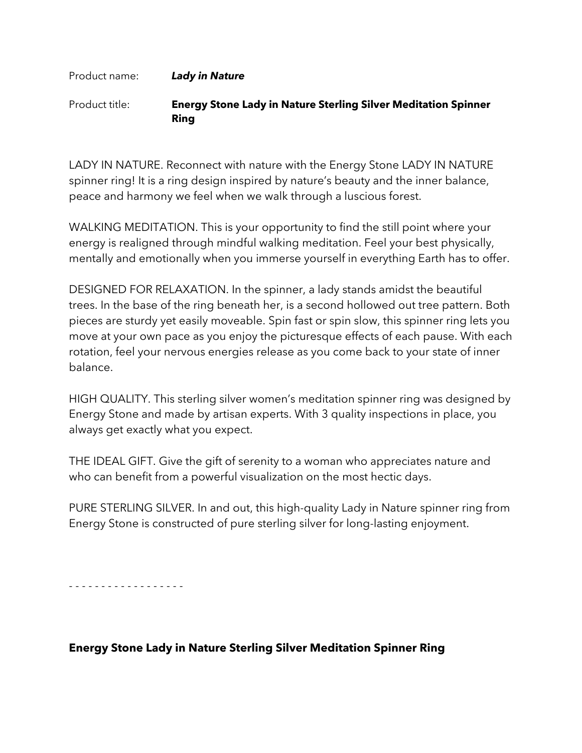Product name: ***Lady in Nature***

Product title: **Energy Stone Lady in Nature Sterling Silver Meditation Spinner Ring**

LADY IN NATURE. Reconnect with nature with the Energy Stone LADY IN NATURE spinner ring! It is a ring design inspired by nature's beauty and the inner balance, peace and harmony we feel when we walk through a luscious forest.

WALKING MEDITATION. This is your opportunity to find the still point where your energy is realigned through mindful walking meditation. Feel your best physically, mentally and emotionally when you immerse yourself in everything Earth has to offer.

DESIGNED FOR RELAXATION. In the spinner, a lady stands amidst the beautiful trees. In the base of the ring beneath her, is a second hollowed out tree pattern. Both pieces are sturdy yet easily moveable. Spin fast or spin slow, this spinner ring lets you move at your own pace as you enjoy the picturesque effects of each pause. With each rotation, feel your nervous energies release as you come back to your state of inner balance.

HIGH QUALITY. This sterling silver women's meditation spinner ring was designed by Energy Stone and made by artisan experts. With 3 quality inspections in place, you always get exactly what you expect.

THE IDEAL GIFT. Give the gift of serenity to a woman who appreciates nature and who can benefit from a powerful visualization on the most hectic days.

PURE STERLING SILVER. In and out, this high-quality Lady in Nature spinner ring from Energy Stone is constructed of pure sterling silver for long-lasting enjoyment.

- - - - - - - - - - - - - - - - - -

**Energy Stone Lady in Nature Sterling Silver Meditation Spinner Ring**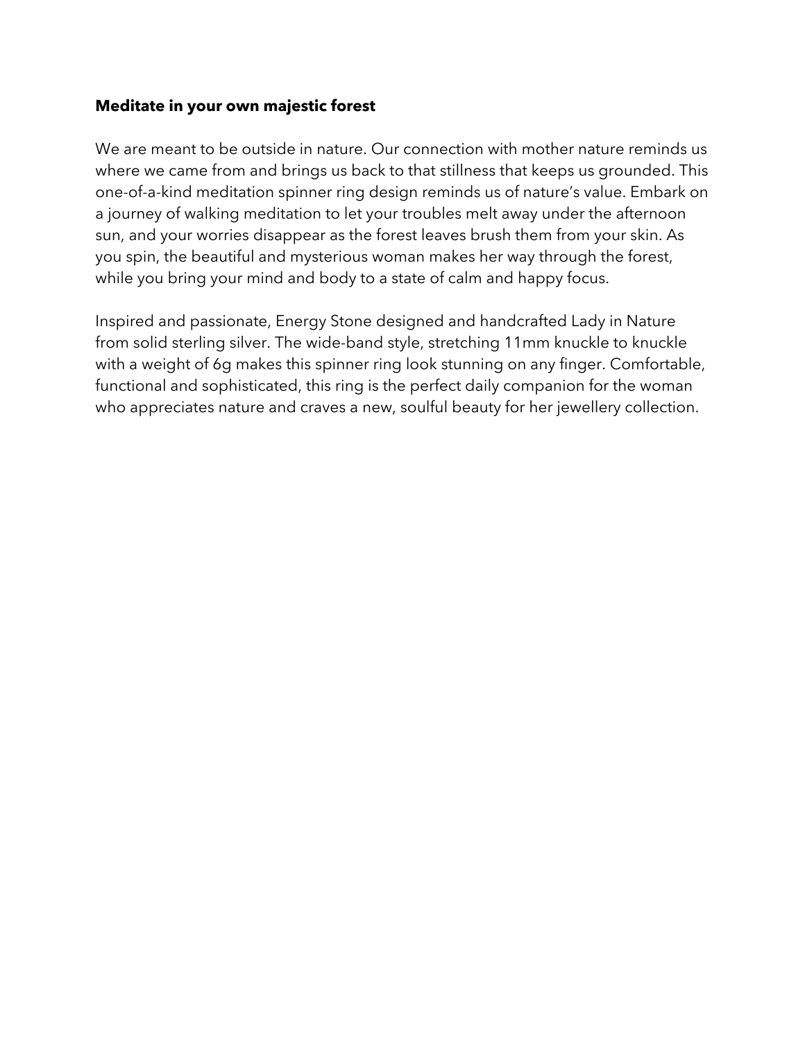**Meditate in your own majestic forest**

We are meant to be outside in nature. Our connection with mother nature reminds us where we came from and brings us back to that stillness that keeps us grounded. This one-of-a-kind meditation spinner ring design reminds us of nature's value. Embark on a journey of walking meditation to let your troubles melt away under the afternoon sun, and your worries disappear as the forest leaves brush them from your skin. As you spin, the beautiful and mysterious woman makes her way through the forest, while you bring your mind and body to a state of calm and happy focus.

Inspired and passionate, Energy Stone designed and handcrafted Lady in Nature from solid sterling silver. The wide-band style, stretching 11mm knuckle to knuckle with a weight of 6g makes this spinner ring look stunning on any finger. Comfortable, functional and sophisticated, this ring is the perfect daily companion for the woman who appreciates nature and craves a new, soulful beauty for her jewellery collection.